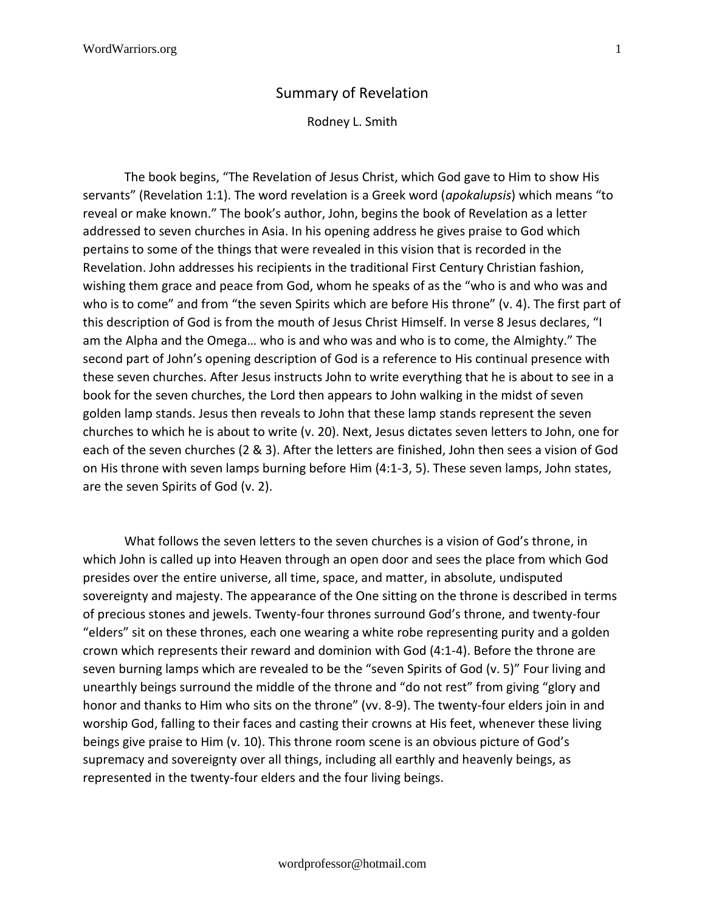# Summary of Revelation

Rodney L. Smith

The book begins, "The Revelation of Jesus Christ, which God gave to Him to show His servants" (Revelation 1:1). The word revelation is a Greek word (*apokalupsis*) which means "to reveal or make known." The book's author, John, begins the book of Revelation as a letter addressed to seven churches in Asia. In his opening address he gives praise to God which pertains to some of the things that were revealed in this vision that is recorded in the Revelation. John addresses his recipients in the traditional First Century Christian fashion, wishing them grace and peace from God, whom he speaks of as the "who is and who was and who is to come" and from "the seven Spirits which are before His throne" (v. 4). The first part of this description of God is from the mouth of Jesus Christ Himself. In verse 8 Jesus declares, "I am the Alpha and the Omega… who is and who was and who is to come, the Almighty." The second part of John's opening description of God is a reference to His continual presence with these seven churches. After Jesus instructs John to write everything that he is about to see in a book for the seven churches, the Lord then appears to John walking in the midst of seven golden lamp stands. Jesus then reveals to John that these lamp stands represent the seven churches to which he is about to write (v. 20). Next, Jesus dictates seven letters to John, one for each of the seven churches (2 & 3). After the letters are finished, John then sees a vision of God on His throne with seven lamps burning before Him (4:1-3, 5). These seven lamps, John states, are the seven Spirits of God (v. 2).

What follows the seven letters to the seven churches is a vision of God's throne, in which John is called up into Heaven through an open door and sees the place from which God presides over the entire universe, all time, space, and matter, in absolute, undisputed sovereignty and majesty. The appearance of the One sitting on the throne is described in terms of precious stones and jewels. Twenty-four thrones surround God's throne, and twenty-four "elders" sit on these thrones, each one wearing a white robe representing purity and a golden crown which represents their reward and dominion with God (4:1-4). Before the throne are seven burning lamps which are revealed to be the "seven Spirits of God (v. 5)" Four living and unearthly beings surround the middle of the throne and "do not rest" from giving "glory and honor and thanks to Him who sits on the throne" (vv. 8-9). The twenty-four elders join in and worship God, falling to their faces and casting their crowns at His feet, whenever these living beings give praise to Him (v. 10). This throne room scene is an obvious picture of God's supremacy and sovereignty over all things, including all earthly and heavenly beings, as represented in the twenty-four elders and the four living beings.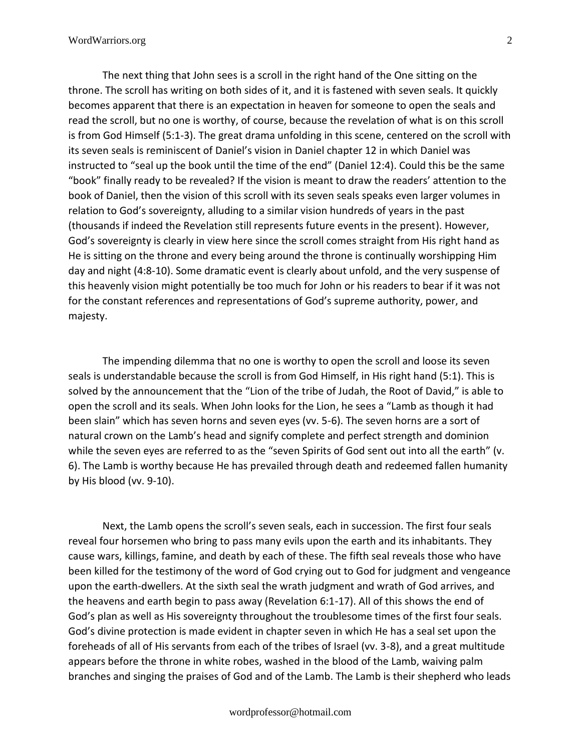The next thing that John sees is a scroll in the right hand of the One sitting on the throne. The scroll has writing on both sides of it, and it is fastened with seven seals. It quickly becomes apparent that there is an expectation in heaven for someone to open the seals and read the scroll, but no one is worthy, of course, because the revelation of what is on this scroll is from God Himself (5:1-3). The great drama unfolding in this scene, centered on the scroll with its seven seals is reminiscent of Daniel's vision in Daniel chapter 12 in which Daniel was instructed to "seal up the book until the time of the end" (Daniel 12:4). Could this be the same "book" finally ready to be revealed? If the vision is meant to draw the readers' attention to the book of Daniel, then the vision of this scroll with its seven seals speaks even larger volumes in relation to God's sovereignty, alluding to a similar vision hundreds of years in the past (thousands if indeed the Revelation still represents future events in the present). However, God's sovereignty is clearly in view here since the scroll comes straight from His right hand as He is sitting on the throne and every being around the throne is continually worshipping Him day and night (4:8-10). Some dramatic event is clearly about unfold, and the very suspense of this heavenly vision might potentially be too much for John or his readers to bear if it was not for the constant references and representations of God's supreme authority, power, and majesty.

The impending dilemma that no one is worthy to open the scroll and loose its seven seals is understandable because the scroll is from God Himself, in His right hand (5:1). This is solved by the announcement that the "Lion of the tribe of Judah, the Root of David," is able to open the scroll and its seals. When John looks for the Lion, he sees a "Lamb as though it had been slain" which has seven horns and seven eyes (vv. 5-6). The seven horns are a sort of natural crown on the Lamb's head and signify complete and perfect strength and dominion while the seven eyes are referred to as the "seven Spirits of God sent out into all the earth" (v. 6). The Lamb is worthy because He has prevailed through death and redeemed fallen humanity by His blood (vv. 9-10).

Next, the Lamb opens the scroll's seven seals, each in succession. The first four seals reveal four horsemen who bring to pass many evils upon the earth and its inhabitants. They cause wars, killings, famine, and death by each of these. The fifth seal reveals those who have been killed for the testimony of the word of God crying out to God for judgment and vengeance upon the earth-dwellers. At the sixth seal the wrath judgment and wrath of God arrives, and the heavens and earth begin to pass away (Revelation 6:1-17). All of this shows the end of God's plan as well as His sovereignty throughout the troublesome times of the first four seals. God's divine protection is made evident in chapter seven in which He has a seal set upon the foreheads of all of His servants from each of the tribes of Israel (vv. 3-8), and a great multitude appears before the throne in white robes, washed in the blood of the Lamb, waiving palm branches and singing the praises of God and of the Lamb. The Lamb is their shepherd who leads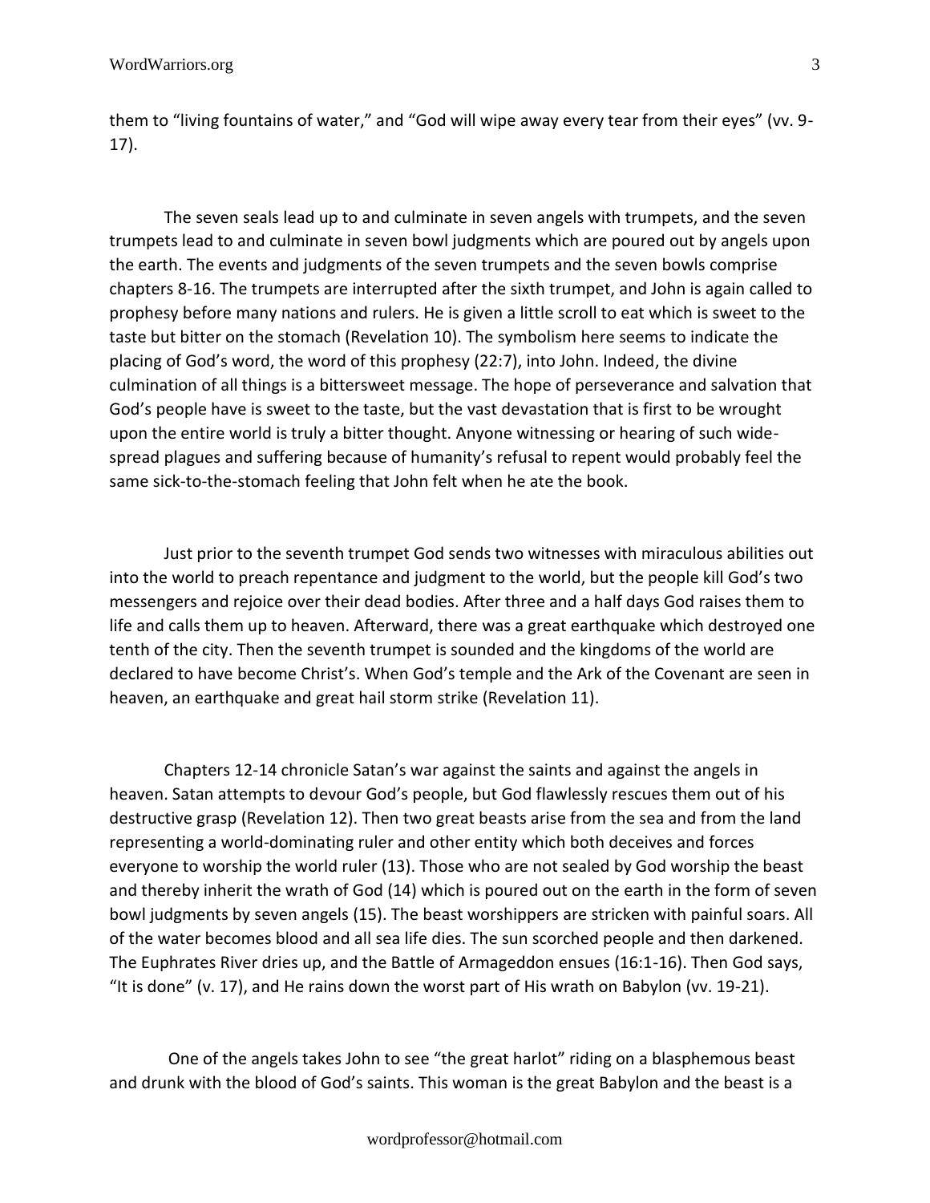them to "living fountains of water," and "God will wipe away every tear from their eyes" (vv. 9-17).

The seven seals lead up to and culminate in seven angels with trumpets, and the seven trumpets lead to and culminate in seven bowl judgments which are poured out by angels upon the earth. The events and judgments of the seven trumpets and the seven bowls comprise chapters 8-16. The trumpets are interrupted after the sixth trumpet, and John is again called to prophesy before many nations and rulers. He is given a little scroll to eat which is sweet to the taste but bitter on the stomach (Revelation 10). The symbolism here seems to indicate the placing of God's word, the word of this prophesy (22:7), into John. Indeed, the divine culmination of all things is a bittersweet message. The hope of perseverance and salvation that God's people have is sweet to the taste, but the vast devastation that is first to be wrought upon the entire world is truly a bitter thought. Anyone witnessing or hearing of such wide-spread plagues and suffering because of humanity's refusal to repent would probably feel the same sick-to-the-stomach feeling that John felt when he ate the book.

Just prior to the seventh trumpet God sends two witnesses with miraculous abilities out into the world to preach repentance and judgment to the world, but the people kill God's two messengers and rejoice over their dead bodies. After three and a half days God raises them to life and calls them up to heaven. Afterward, there was a great earthquake which destroyed one tenth of the city. Then the seventh trumpet is sounded and the kingdoms of the world are declared to have become Christ's. When God's temple and the Ark of the Covenant are seen in heaven, an earthquake and great hail storm strike (Revelation 11).

Chapters 12-14 chronicle Satan's war against the saints and against the angels in heaven. Satan attempts to devour God's people, but God flawlessly rescues them out of his destructive grasp (Revelation 12). Then two great beasts arise from the sea and from the land representing a world-dominating ruler and other entity which both deceives and forces everyone to worship the world ruler (13). Those who are not sealed by God worship the beast and thereby inherit the wrath of God (14) which is poured out on the earth in the form of seven bowl judgments by seven angels (15). The beast worshippers are stricken with painful soars. All of the water becomes blood and all sea life dies. The sun scorched people and then darkened. The Euphrates River dries up, and the Battle of Armageddon ensues (16:1-16). Then God says, "It is done" (v. 17), and He rains down the worst part of His wrath on Babylon (vv. 19-21).

One of the angels takes John to see "the great harlot" riding on a blasphemous beast and drunk with the blood of God's saints. This woman is the great Babylon and the beast is a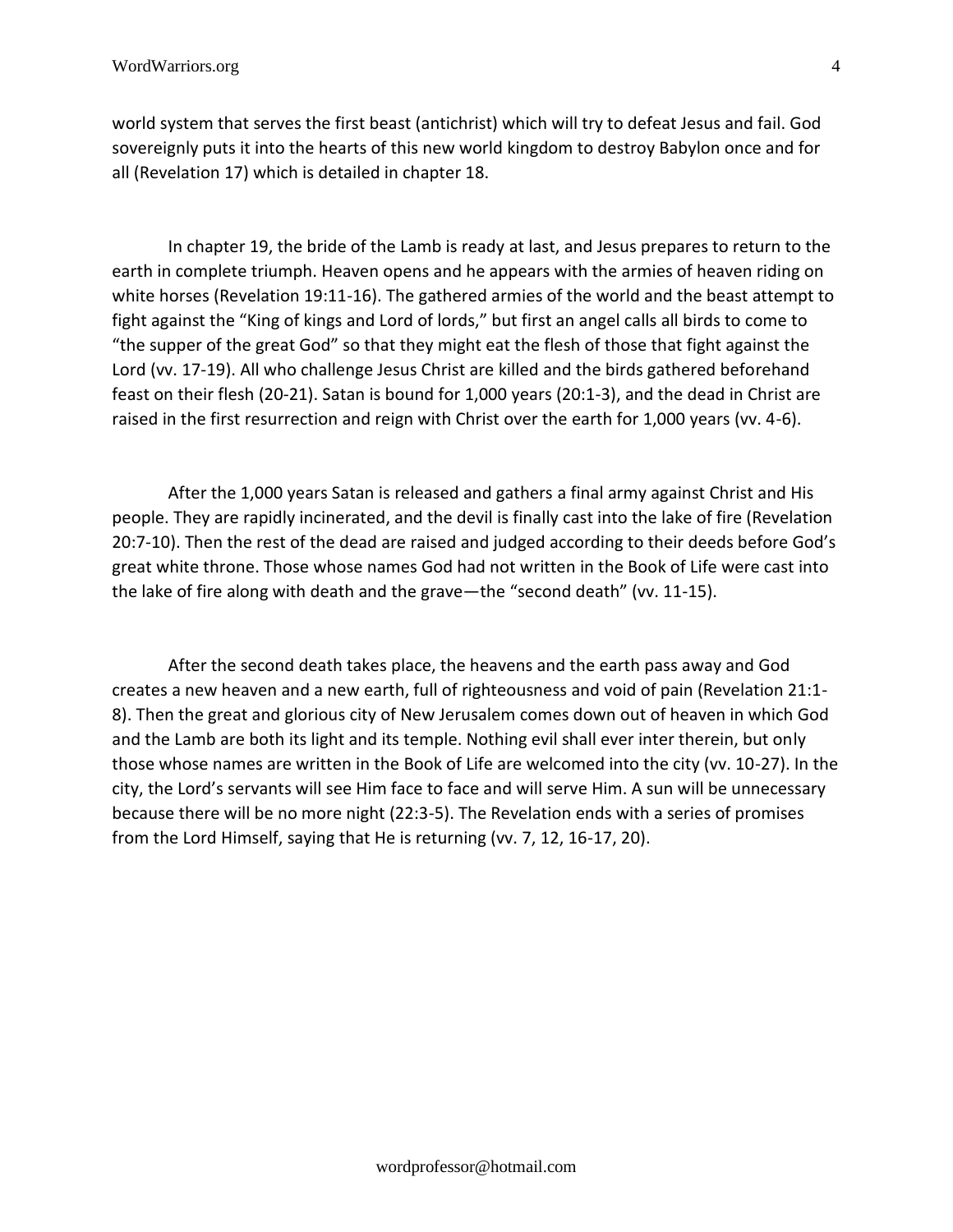world system that serves the first beast (antichrist) which will try to defeat Jesus and fail. God sovereignly puts it into the hearts of this new world kingdom to destroy Babylon once and for all (Revelation 17) which is detailed in chapter 18.

In chapter 19, the bride of the Lamb is ready at last, and Jesus prepares to return to the earth in complete triumph. Heaven opens and he appears with the armies of heaven riding on white horses (Revelation 19:11-16). The gathered armies of the world and the beast attempt to fight against the "King of kings and Lord of lords," but first an angel calls all birds to come to "the supper of the great God" so that they might eat the flesh of those that fight against the Lord (vv. 17-19). All who challenge Jesus Christ are killed and the birds gathered beforehand feast on their flesh (20-21). Satan is bound for 1,000 years (20:1-3), and the dead in Christ are raised in the first resurrection and reign with Christ over the earth for 1,000 years (vv. 4-6).

After the 1,000 years Satan is released and gathers a final army against Christ and His people. They are rapidly incinerated, and the devil is finally cast into the lake of fire (Revelation 20:7-10). Then the rest of the dead are raised and judged according to their deeds before God's great white throne. Those whose names God had not written in the Book of Life were cast into the lake of fire along with death and the grave—the "second death" (vv. 11-15).

After the second death takes place, the heavens and the earth pass away and God creates a new heaven and a new earth, full of righteousness and void of pain (Revelation 21:1-8). Then the great and glorious city of New Jerusalem comes down out of heaven in which God and the Lamb are both its light and its temple. Nothing evil shall ever inter therein, but only those whose names are written in the Book of Life are welcomed into the city (vv. 10-27). In the city, the Lord's servants will see Him face to face and will serve Him. A sun will be unnecessary because there will be no more night (22:3-5). The Revelation ends with a series of promises from the Lord Himself, saying that He is returning (vv. 7, 12, 16-17, 20).